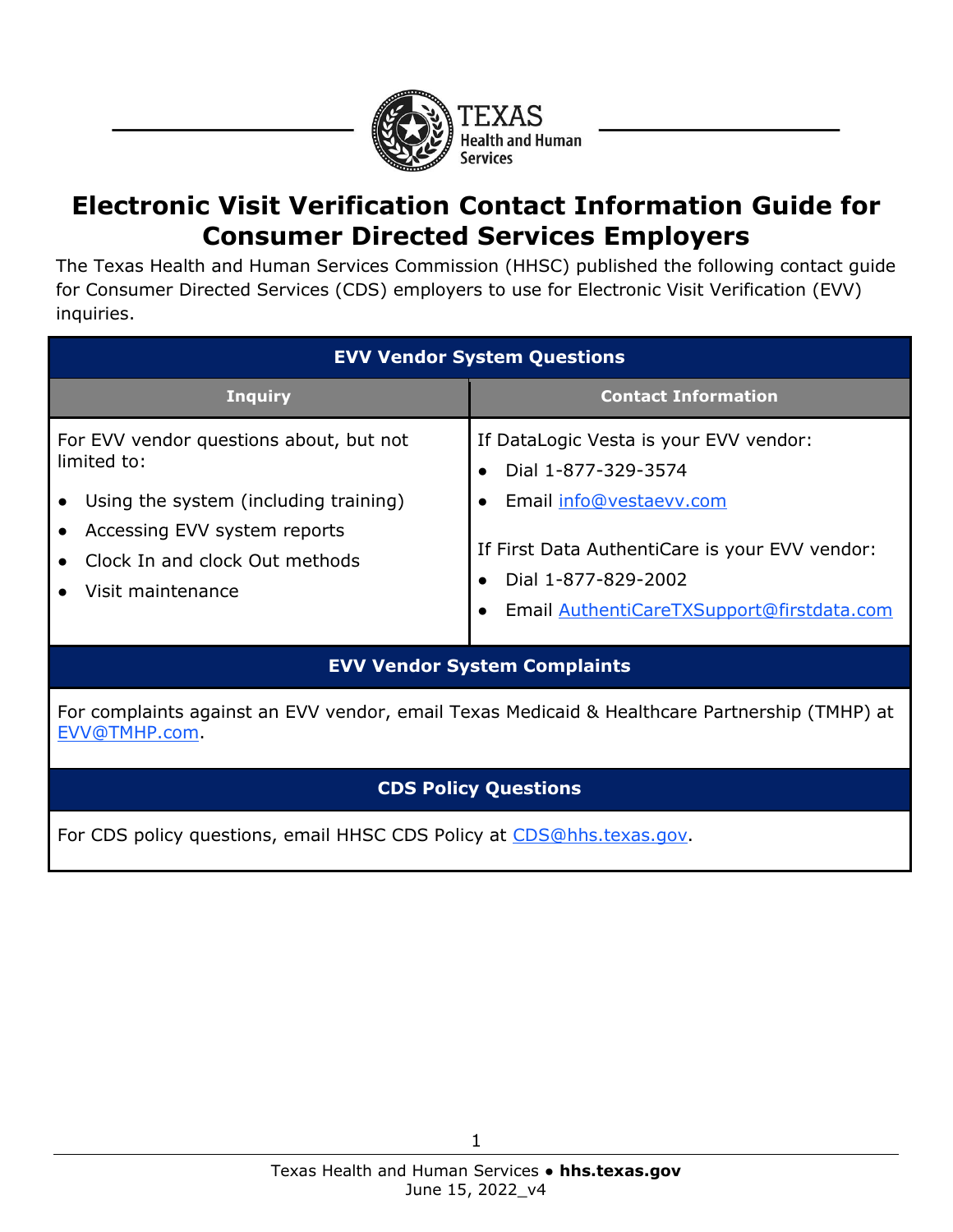# Electronic Visit Verification Contact Information Guide for Consumer Directed Services Employers

The Texas Health and Human Services Commission (HHSC) published the following contact guide for Consumer Directed Services (CDS) employers to use for Electronic Visit Verification (EVV) inquiries.

| EVV Vendor System Questions | |
|---|---|
| **Inquiry** | **Contact Information** |
| For EVV vendor questions about, but not limited to:<br>• Using the system (including training)<br>• Accessing EVV system reports<br>• Clock In and clock Out methods<br>• Visit maintenance | If DataLogic Vesta is your EVV vendor:<br>• Dial 1-877-329-3574<br>• Email info@vestaevv.com<br><br>If First Data AuthentiCare is your EVV vendor:<br>• Dial 1-877-829-2002<br>• Email AuthentiCareTXSupport@firstdata.com |

## EVV Vendor System Complaints

For complaints against an EVV vendor, email Texas Medicaid & Healthcare Partnership (TMHP) at EVV@TMHP.com.

## CDS Policy Questions

For CDS policy questions, email HHSC CDS Policy at CDS@hhs.texas.gov.

June 15, 2022_v4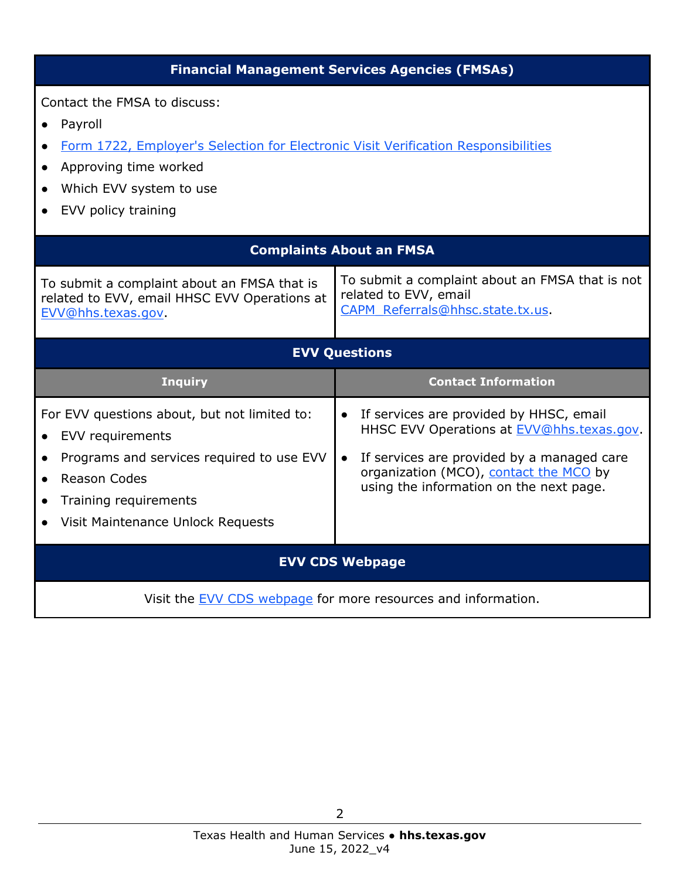## Financial Management Services Agencies (FMSAs)

Contact the FMSA to discuss:

- Payroll
- Form 1722, Employer's Selection for Electronic Visit Verification Responsibilities
- Approving time worked
- Which EVV system to use
- EVV policy training

## Complaints About an FMSA

| To submit a complaint about an FMSA that is related to EVV, email HHSC EVV Operations at EVV@hhs.texas.gov. | To submit a complaint about an FMSA that is not related to EVV, email CAPM_Referrals@hhsc.state.tx.us. |
|---|---|

## EVV Questions

| Inquiry | Contact Information |
|---|---|
| For EVV questions about, but not limited to:<br>• EVV requirements<br>• Programs and services required to use EVV<br>• Reason Codes<br>• Training requirements<br>• Visit Maintenance Unlock Requests | • If services are provided by HHSC, email HHSC EVV Operations at EVV@hhs.texas.gov.<br>• If services are provided by a managed care organization (MCO), contact the MCO by using the information on the next page. |

## EVV CDS Webpage

Visit the EVV CDS webpage for more resources and information.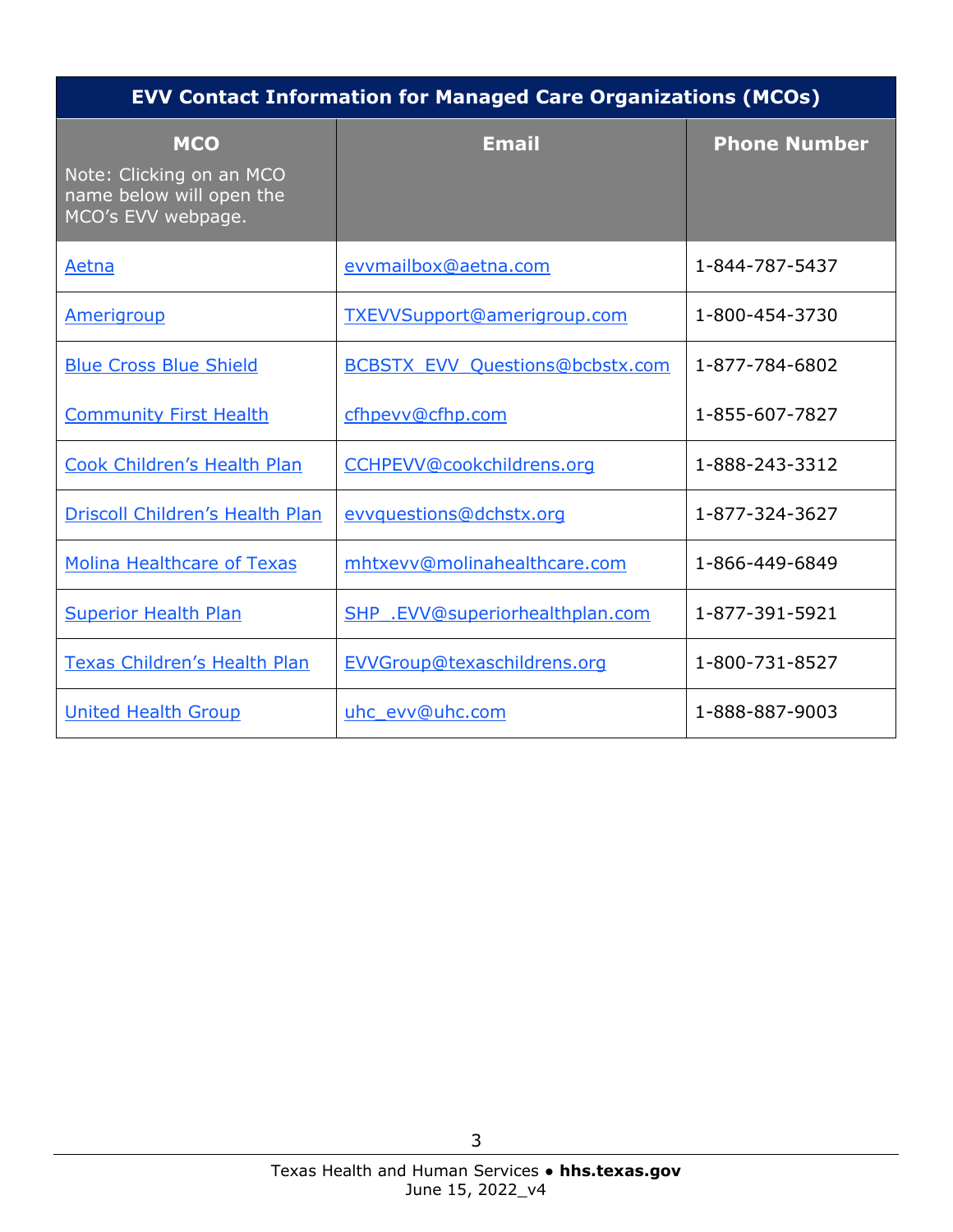| EVV Contact Information for Managed Care Organizations (MCOs) | | |
|---|---|---|
| **MCO** Note: Clicking on an MCO name below will open the MCO's EVV webpage. | **Email** | **Phone Number** |
| Aetna | evvmailbox@aetna.com | 1-844-787-5437 |
| Amerigroup | TXEVVSupport@amerigroup.com | 1-800-454-3730 |
| Blue Cross Blue Shield | BCBSTX_EVV_Questions@bcbstx.com | 1-877-784-6802 |
| Community First Health | cfhpevv@cfhp.com | 1-855-607-7827 |
| Cook Children's Health Plan | CCHPEVV@cookchildrens.org | 1-888-243-3312 |
| Driscoll Children's Health Plan | evvquestions@dchstx.org | 1-877-324-3627 |
| Molina Healthcare of Texas | mhtxevv@molinahealthcare.com | 1-866-449-6849 |
| Superior Health Plan | SHP_.EVV@superiorhealthplan.com | 1-877-391-5921 |
| Texas Children's Health Plan | EVVGroup@texaschildrens.org | 1-800-731-8527 |
| United Health Group | uhc_evv@uhc.com | 1-888-887-9003 |